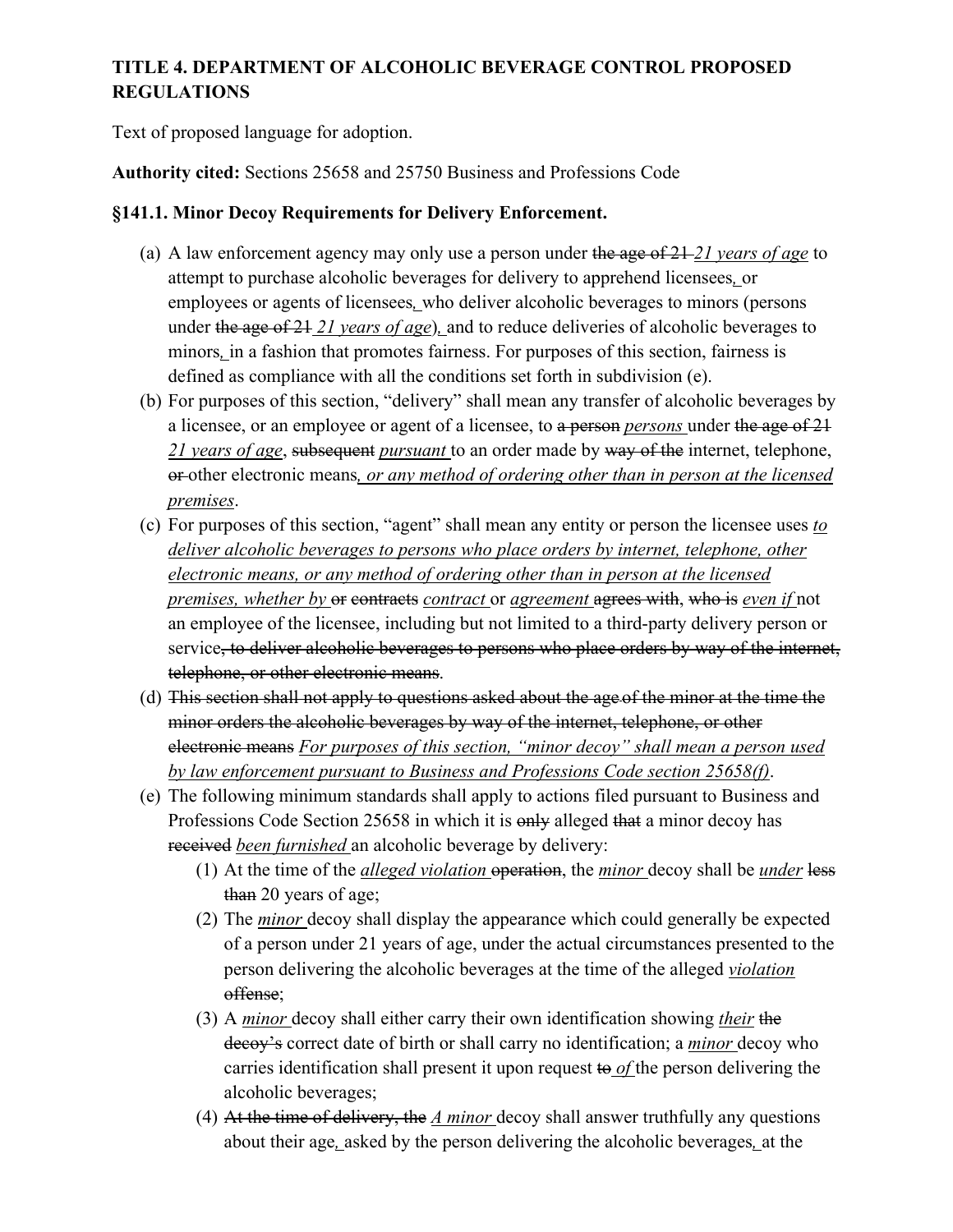**TITLE 4. DEPARTMENT OF ALCOHOLIC BEVERAGE CONTROL PROPOSED REGULATIONS**

Text of proposed language for adoption.

**Authority cited:** Sections 25658 and 25750 Business and Professions Code

**§141.1. Minor Decoy Requirements for Delivery Enforcement.**

(a) A law enforcement agency may only use a person under ~~the age of 21~~ *21 years of age* to attempt to purchase alcoholic beverages for delivery to apprehend licensees*,* or employees or agents of licensees*,* who deliver alcoholic beverages to minors (persons under ~~the age of 21~~ *21 years of age*)*,* and to reduce deliveries of alcoholic beverages to minors*,* in a fashion that promotes fairness. For purposes of this section, fairness is defined as compliance with all the conditions set forth in subdivision (e).

(b) For purposes of this section, "delivery" shall mean any transfer of alcoholic beverages by a licensee, or an employee or agent of a licensee, to ~~a person~~ *persons* under ~~the age of 21~~ *21 years of age*, ~~subsequent~~ *pursuant* to an order made by ~~way of the~~ internet, telephone, ~~or~~ other electronic means*, or any method of ordering other than in person at the licensed premises*.

(c) For purposes of this section, "agent" shall mean any entity or person the licensee uses *to deliver alcoholic beverages to persons who place orders by internet, telephone, other electronic means, or any method of ordering other than in person at the licensed premises, whether by* ~~or~~ ~~contracts~~ *contract* or *agreement* ~~agrees with~~, ~~who is~~ *even if* not an employee of the licensee, including but not limited to a third-party delivery person or service~~, to deliver alcoholic beverages to persons who place orders by way of the internet, telephone, or other electronic means~~.

(d) ~~This section shall not apply to questions asked about the age of the minor at the time the minor orders the alcoholic beverages by way of the internet, telephone, or other electronic means~~ *For purposes of this section, "minor decoy" shall mean a person used by law enforcement pursuant to Business and Professions Code section 25658(f)*.

(e) The following minimum standards shall apply to actions filed pursuant to Business and Professions Code Section 25658 in which it is ~~only~~ alleged ~~that~~ a minor decoy has ~~received~~ *been furnished* an alcoholic beverage by delivery:

   (1) At the time of the *alleged violation* ~~operation~~, the *minor* decoy shall be *under* ~~less than~~ 20 years of age;

   (2) The *minor* decoy shall display the appearance which could generally be expected of a person under 21 years of age, under the actual circumstances presented to the person delivering the alcoholic beverages at the time of the alleged *violation* ~~offense~~;

   (3) A *minor* decoy shall either carry their own identification showing *their* ~~the decoy's~~ correct date of birth or shall carry no identification; a *minor* decoy who carries identification shall present it upon request ~~to~~ *of* the person delivering the alcoholic beverages;

   (4) ~~At the time of delivery, the~~ *A minor* decoy shall answer truthfully any questions about their age*,* asked by the person delivering the alcoholic beverages*,* at the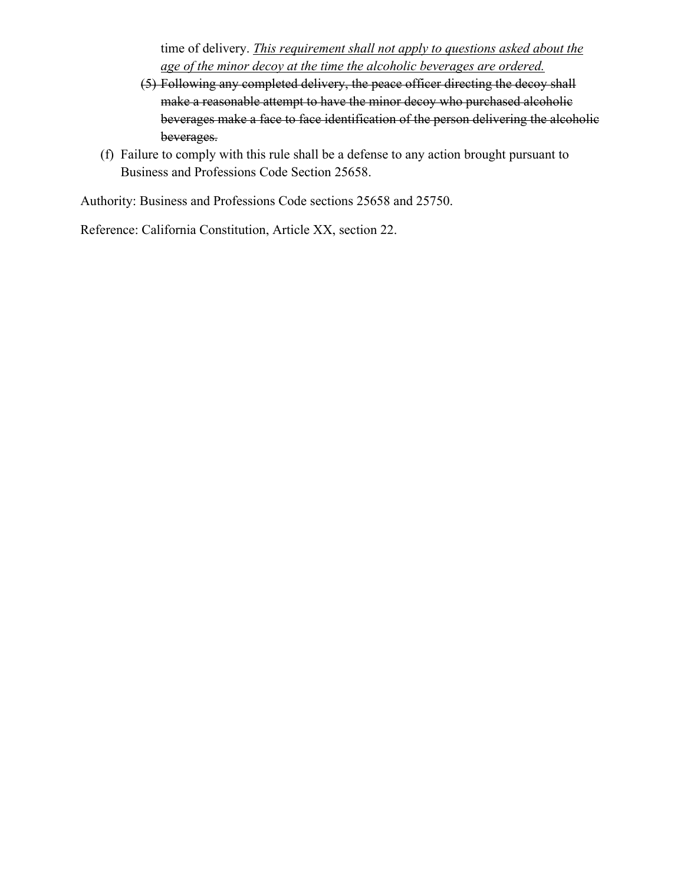time of delivery. <u>*This requirement shall not apply to questions asked about the age of the minor decoy at the time the alcoholic beverages are ordered.*</u>

~~(5) Following any completed delivery, the peace officer directing the decoy shall make a reasonable attempt to have the minor decoy who purchased alcoholic beverages make a face to face identification of the person delivering the alcoholic beverages.~~

(f) Failure to comply with this rule shall be a defense to any action brought pursuant to Business and Professions Code Section 25658.

Authority: Business and Professions Code sections 25658 and 25750.

Reference: California Constitution, Article XX, section 22.